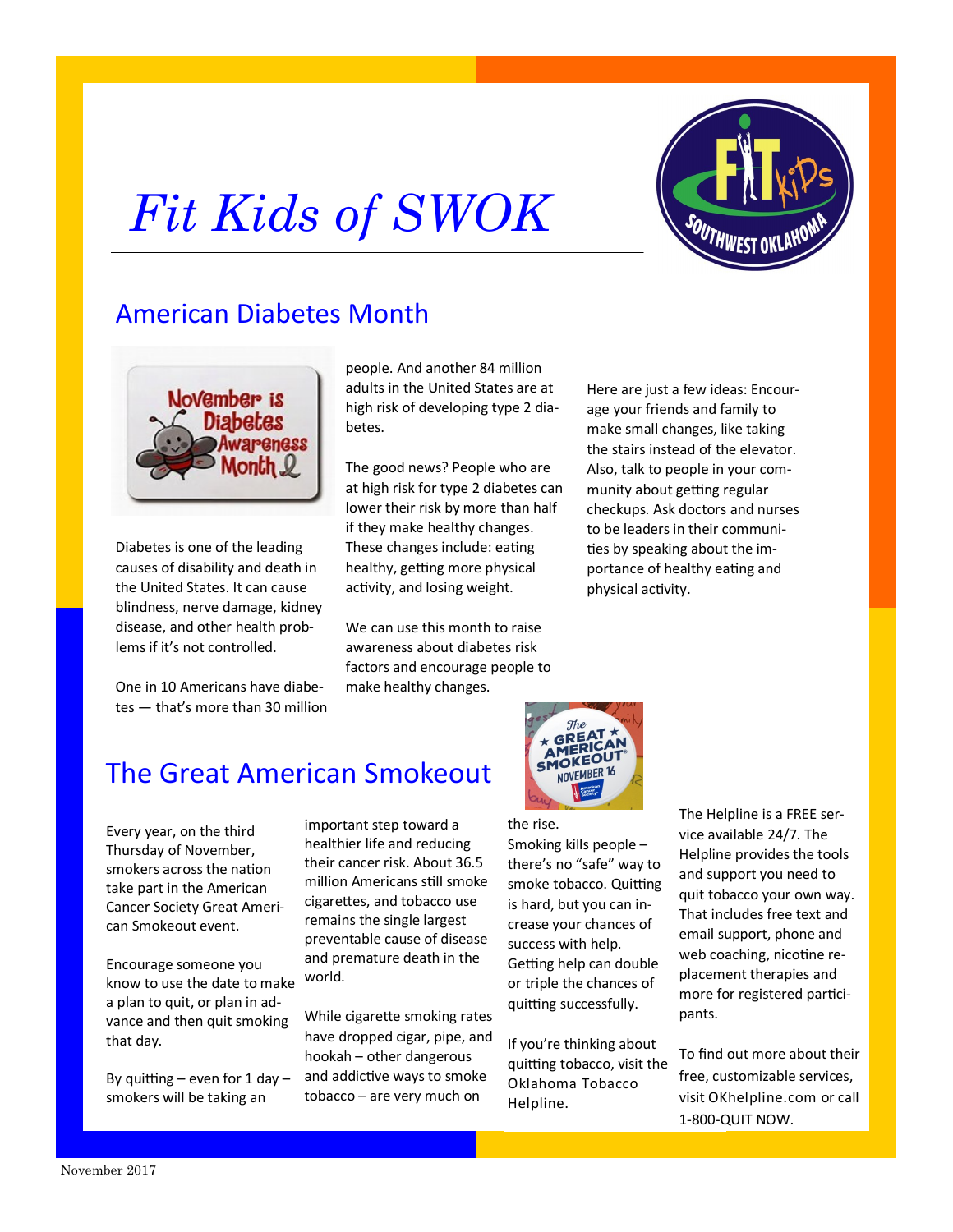# Fit Kids of SWOK

## American Diabetes Month

Diabetes is one of the leading causes of disability and death in the United States. It can cause blindness, nerve damage, kidney disease, and other health problems if it's not controlled.

One in 10 Americans have diabetes — that's more than 30 million people. And another 84 million adults in the United States are at high risk of developing type 2 diabetes.

The good news? People who are at high risk for type 2 diabetes can lower their risk by more than half if they make healthy changes. These changes include: eating healthy, getting more physical activity, and losing weight.

We can use this month to raise awareness about diabetes risk factors and encourage people to make healthy changes.

Here are just a few ideas: Encourage your friends and family to make small changes, like taking the stairs instead of the elevator. Also, talk to people in your community about getting regular checkups. Ask doctors and nurses to be leaders in their communities by speaking about the importance of healthy eating and physical activity.

## The Great American Smokeout

Every year, on the third Thursday of November, smokers across the nation take part in the American Cancer Society Great American Smokeout event.

Encourage someone you know to use the date to make a plan to quit, or plan in advance and then quit smoking that day.

By quitting – even for 1 day – smokers will be taking an important step toward a healthier life and reducing their cancer risk. About 36.5 million Americans still smoke cigarettes, and tobacco use remains the single largest preventable cause of disease and premature death in the world.

While cigarette smoking rates have dropped cigar, pipe, and hookah – other dangerous and addictive ways to smoke tobacco – are very much on the rise.

Smoking kills people – there's no "safe" way to smoke tobacco. Quitting is hard, but you can increase your chances of success with help. Getting help can double or triple the chances of quitting successfully.

If you're thinking about quitting tobacco, visit the Oklahoma Tobacco Helpline.

The Helpline is a FREE service available 24/7. The Helpline provides the tools and support you need to quit tobacco your own way. That includes free text and email support, phone and web coaching, nicotine replacement therapies and more for registered participants.

To find out more about their free, customizable services, visit OKhelpline.com or call 1-800-QUIT NOW.

November 2017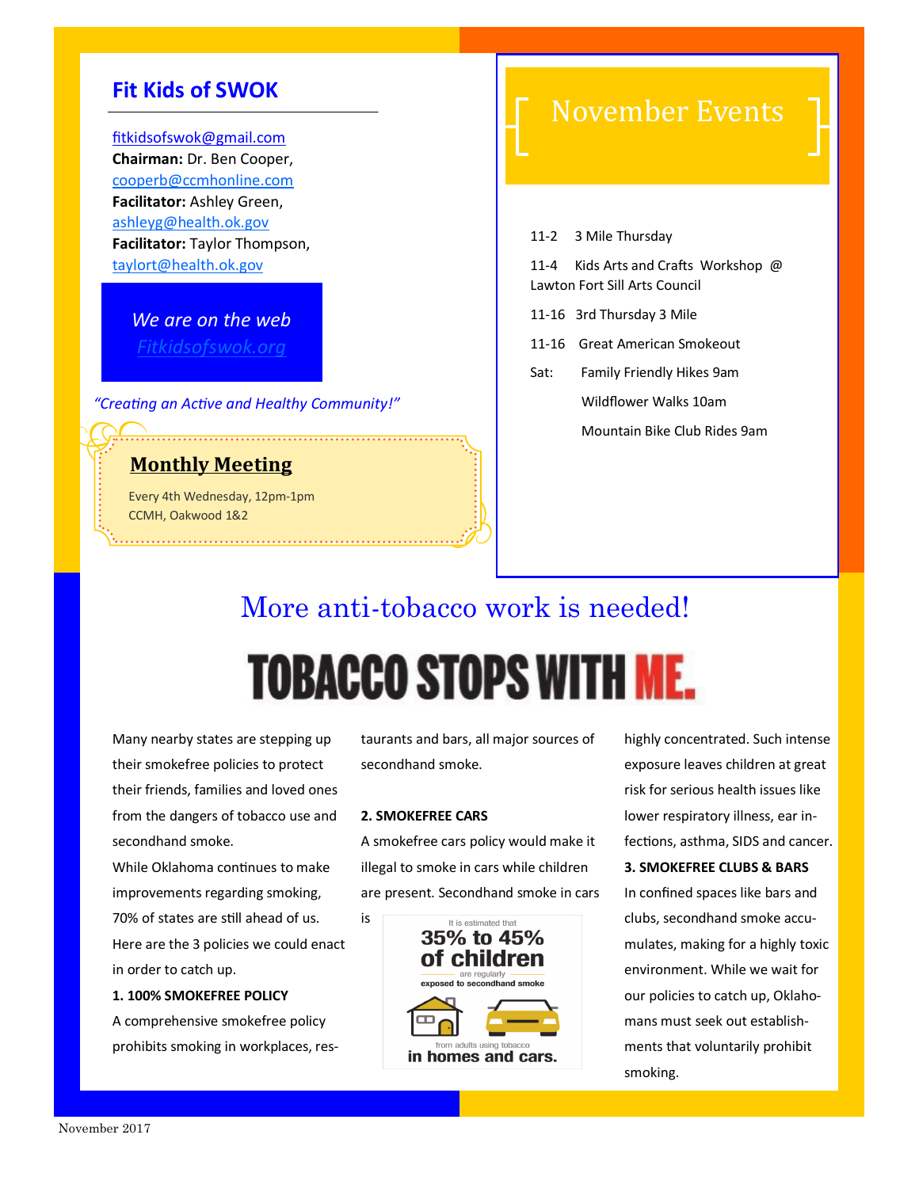## Fit Kids of SWOK

fitkidsofswok@gmail.com
**Chairman:** Dr. Ben Cooper, cooperb@ccmhonline.com
**Facilitator:** Ashley Green, ashleyg@health.ok.gov
**Facilitator:** Taylor Thompson, taylort@health.ok.gov

*We are on the web*
*Fitkidsofswok.org*

*"Creating an Active and Healthy Community!"*

### Monthly Meeting

Every 4th Wednesday, 12pm-1pm
CCMH, Oakwood 1&2

## November Events

11-2 3 Mile Thursday

11-4 Kids Arts and Crafts Workshop @ Lawton Fort Sill Arts Council

11-16 3rd Thursday 3 Mile

11-16 Great American Smokeout

Sat: Family Friendly Hikes 9am

Wildflower Walks 10am

Mountain Bike Club Rides 9am

# More anti-tobacco work is needed!

**TOBACCO STOPS WITH ME.**

Many nearby states are stepping up their smokefree policies to protect their friends, families and loved ones from the dangers of tobacco use and secondhand smoke.

While Oklahoma continues to make improvements regarding smoking, 70% of states are still ahead of us. Here are the 3 policies we could enact in order to catch up.

**1. 100% SMOKEFREE POLICY**

A comprehensive smokefree policy prohibits smoking in workplaces, restaurants and bars, all major sources of secondhand smoke.

**2. SMOKEFREE CARS**

A smokefree cars policy would make it illegal to smoke in cars while children are present. Secondhand smoke in cars is highly concentrated. Such intense exposure leaves children at great risk for serious health issues like lower respiratory illness, ear infections, asthma, SIDS and cancer.

It is estimated that **35% to 45% of children** are regularly **exposed to secondhand smoke** from adults using tobacco **in homes and cars.**

**3. SMOKEFREE CLUBS & BARS**

In confined spaces like bars and clubs, secondhand smoke accumulates, making for a highly toxic environment. While we wait for our policies to catch up, Oklahomans must seek out establishments that voluntarily prohibit smoking.

November 2017